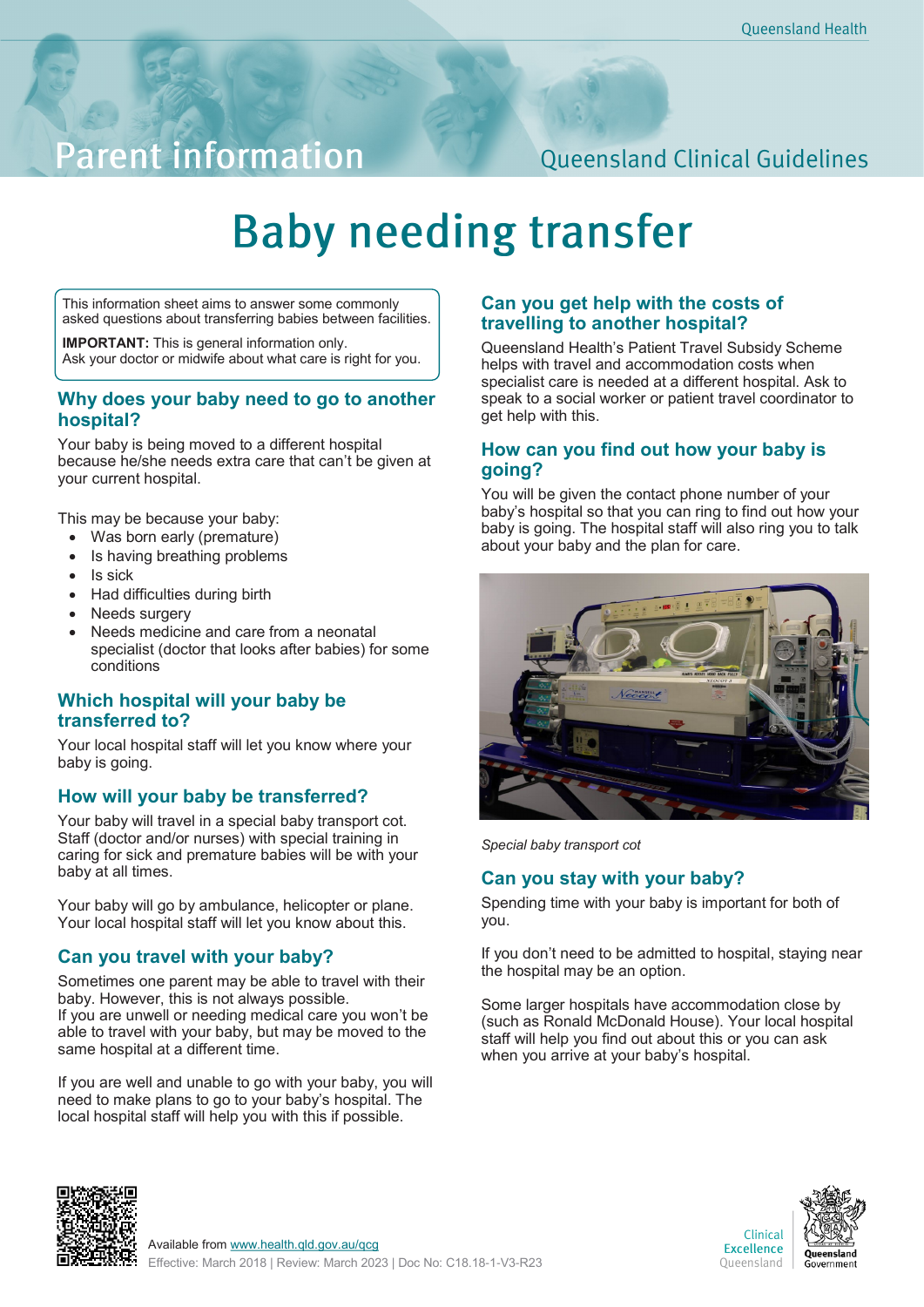Parent information

Queensland Clinical Guidelines

# Baby needing transfer

This information sheet aims to answer some commonly asked questions about transferring babies between facilities.

**IMPORTANT:** This is general information only.
Ask your doctor or midwife about what care is right for you.

## Why does your baby need to go to another hospital?

Your baby is being moved to a different hospital because he/she needs extra care that can't be given at your current hospital.

This may be because your baby:

- Was born early (premature)
- Is having breathing problems
- Is sick
- Had difficulties during birth
- Needs surgery
- Needs medicine and care from a neonatal specialist (doctor that looks after babies) for some conditions

## Which hospital will your baby be transferred to?

Your local hospital staff will let you know where your baby is going.

## How will your baby be transferred?

Your baby will travel in a special baby transport cot. Staff (doctor and/or nurses) with special training in caring for sick and premature babies will be with your baby at all times.

Your baby will go by ambulance, helicopter or plane. Your local hospital staff will let you know about this.

## Can you travel with your baby?

Sometimes one parent may be able to travel with their baby. However, this is not always possible.
If you are unwell or needing medical care you won't be able to travel with your baby, but may be moved to the same hospital at a different time.

If you are well and unable to go with your baby, you will need to make plans to go to your baby's hospital. The local hospital staff will help you with this if possible.

## Can you get help with the costs of travelling to another hospital?

Queensland Health's Patient Travel Subsidy Scheme helps with travel and accommodation costs when specialist care is needed at a different hospital. Ask to speak to a social worker or patient travel coordinator to get help with this.

## How can you find out how your baby is going?

You will be given the contact phone number of your baby's hospital so that you can ring to find out how your baby is going. The hospital staff will also ring you to talk about your baby and the plan for care.

*Special baby transport cot*

## Can you stay with your baby?

Spending time with your baby is important for both of you.

If you don't need to be admitted to hospital, staying near the hospital may be an option.

Some larger hospitals have accommodation close by (such as Ronald McDonald House). Your local hospital staff will help you find out about this or you can ask when you arrive at your baby's hospital.

Available from www.health.qld.gov.au/qcg
Effective: March 2018 | Review: March 2023 | Doc No: C18.18-1-V3-R23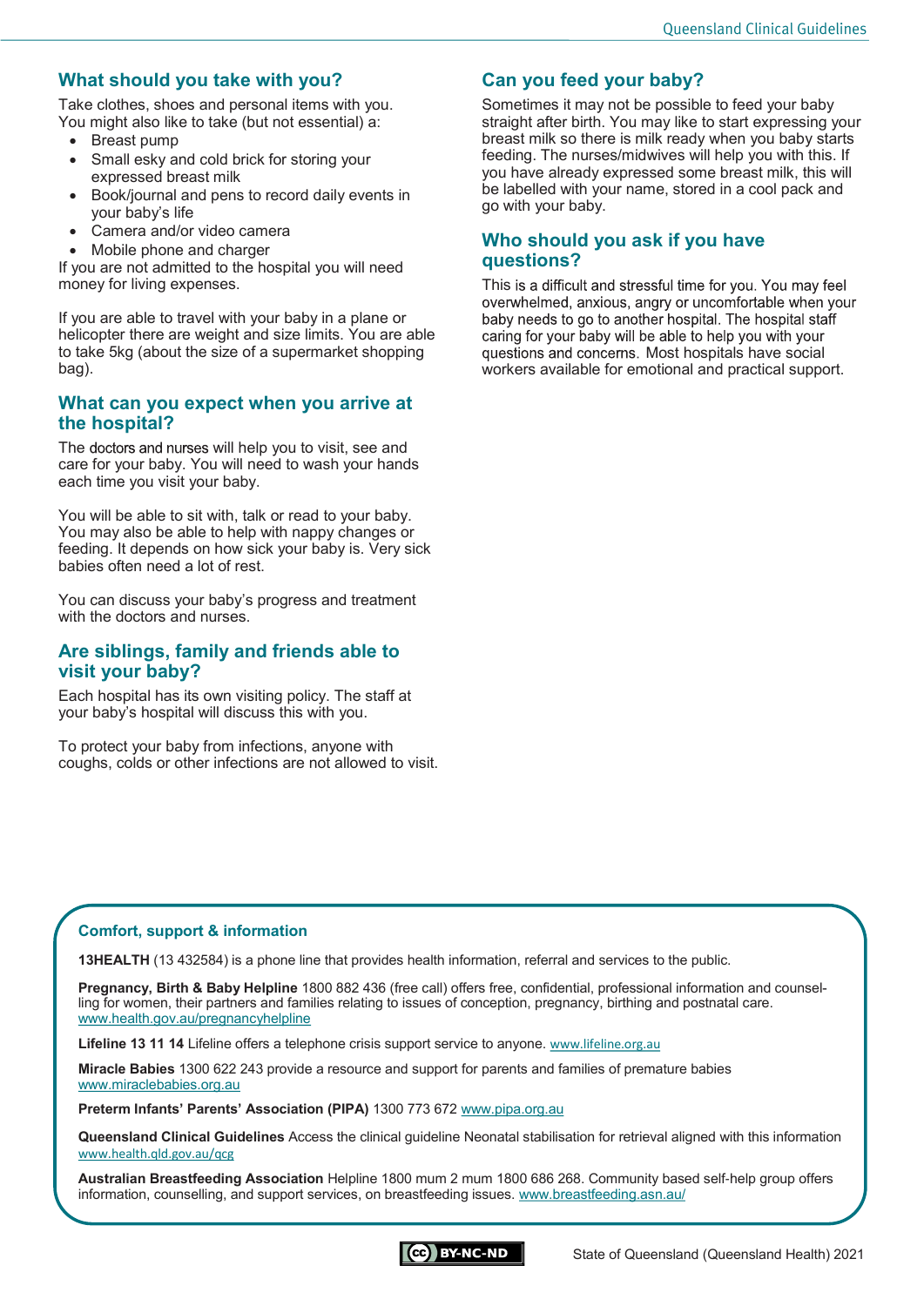## What should you take with you?

Take clothes, shoes and personal items with you. You might also like to take (but not essential) a:

- Breast pump
- Small esky and cold brick for storing your expressed breast milk
- Book/journal and pens to record daily events in your baby's life
- Camera and/or video camera
- Mobile phone and charger

If you are not admitted to the hospital you will need money for living expenses.

If you are able to travel with your baby in a plane or helicopter there are weight and size limits. You are able to take 5kg (about the size of a supermarket shopping bag).

## What can you expect when you arrive at the hospital?

The doctors and nurses will help you to visit, see and care for your baby. You will need to wash your hands each time you visit your baby.

You will be able to sit with, talk or read to your baby. You may also be able to help with nappy changes or feeding. It depends on how sick your baby is. Very sick babies often need a lot of rest.

You can discuss your baby's progress and treatment with the doctors and nurses.

## Are siblings, family and friends able to visit your baby?

Each hospital has its own visiting policy. The staff at your baby's hospital will discuss this with you.

To protect your baby from infections, anyone with coughs, colds or other infections are not allowed to visit.

## Can you feed your baby?

Sometimes it may not be possible to feed your baby straight after birth. You may like to start expressing your breast milk so there is milk ready when you baby starts feeding. The nurses/midwives will help you with this. If you have already expressed some breast milk, this will be labelled with your name, stored in a cool pack and go with your baby.

## Who should you ask if you have questions?

This is a difficult and stressful time for you. You may feel overwhelmed, anxious, angry or uncomfortable when your baby needs to go to another hospital. The hospital staff caring for your baby will be able to help you with your questions and concerns. Most hospitals have social workers available for emotional and practical support.

### Comfort, support & information

**13HEALTH** (13 432584) is a phone line that provides health information, referral and services to the public.

**Pregnancy, Birth & Baby Helpline** 1800 882 436 (free call) offers free, confidential, professional information and counselling for women, their partners and families relating to issues of conception, pregnancy, birthing and postnatal care. www.health.gov.au/pregnancyhelpline

**Lifeline 13 11 14** Lifeline offers a telephone crisis support service to anyone. www.lifeline.org.au

**Miracle Babies** 1300 622 243 provide a resource and support for parents and families of premature babies www.miraclebabies.org.au

**Preterm Infants' Parents' Association (PIPA)** 1300 773 672 www.pipa.org.au

**Queensland Clinical Guidelines** Access the clinical guideline Neonatal stabilisation for retrieval aligned with this information www.health.qld.gov.au/qcg

**Australian Breastfeeding Association** Helpline 1800 mum 2 mum 1800 686 268. Community based self-help group offers information, counselling, and support services, on breastfeeding issues. www.breastfeeding.asn.au/

CC BY-NC-ND State of Queensland (Queensland Health) 2021